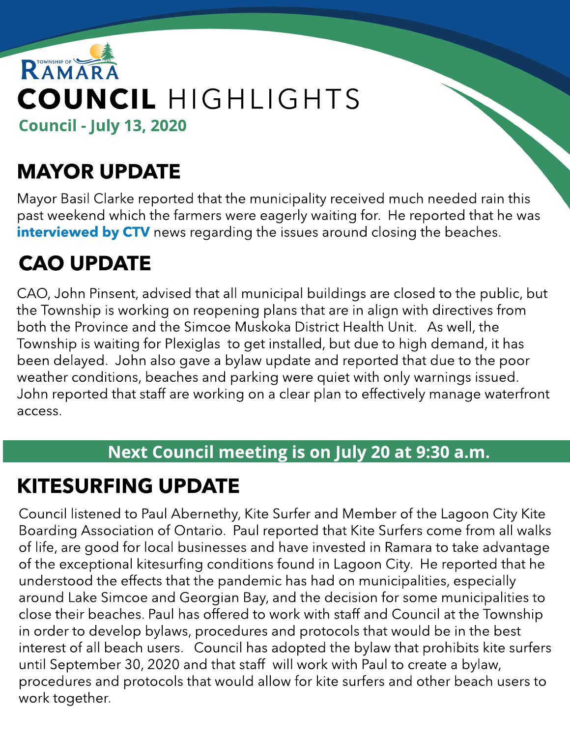TOWNSHIP OF RAMARA

# COUNCIL HIGHLIGHTS

**Council - July 13, 2020**

## MAYOR UPDATE

Mayor Basil Clarke reported that the municipality received much needed rain this past weekend which the farmers were eagerly waiting for. He reported that he was **interviewed by CTV** news regarding the issues around closing the beaches.

## CAO UPDATE

CAO, John Pinsent, advised that all municipal buildings are closed to the public, but the Township is working on reopening plans that are in align with directives from both the Province and the Simcoe Muskoka District Health Unit. As well, the Township is waiting for Plexiglas to get installed, but due to high demand, it has been delayed. John also gave a bylaw update and reported that due to the poor weather conditions, beaches and parking were quiet with only warnings issued. John reported that staff are working on a clear plan to effectively manage waterfront access.

**Next Council meeting is on July 20 at 9:30 a.m.**

## KITESURFING UPDATE

Council listened to Paul Abernethy, Kite Surfer and Member of the Lagoon City Kite Boarding Association of Ontario. Paul reported that Kite Surfers come from all walks of life, are good for local businesses and have invested in Ramara to take advantage of the exceptional kitesurfing conditions found in Lagoon City. He reported that he understood the effects that the pandemic has had on municipalities, especially around Lake Simcoe and Georgian Bay, and the decision for some municipalities to close their beaches. Paul has offered to work with staff and Council at the Township in order to develop bylaws, procedures and protocols that would be in the best interest of all beach users. Council has adopted the bylaw that prohibits kite surfers until September 30, 2020 and that staff will work with Paul to create a bylaw, procedures and protocols that would allow for kite surfers and other beach users to work together.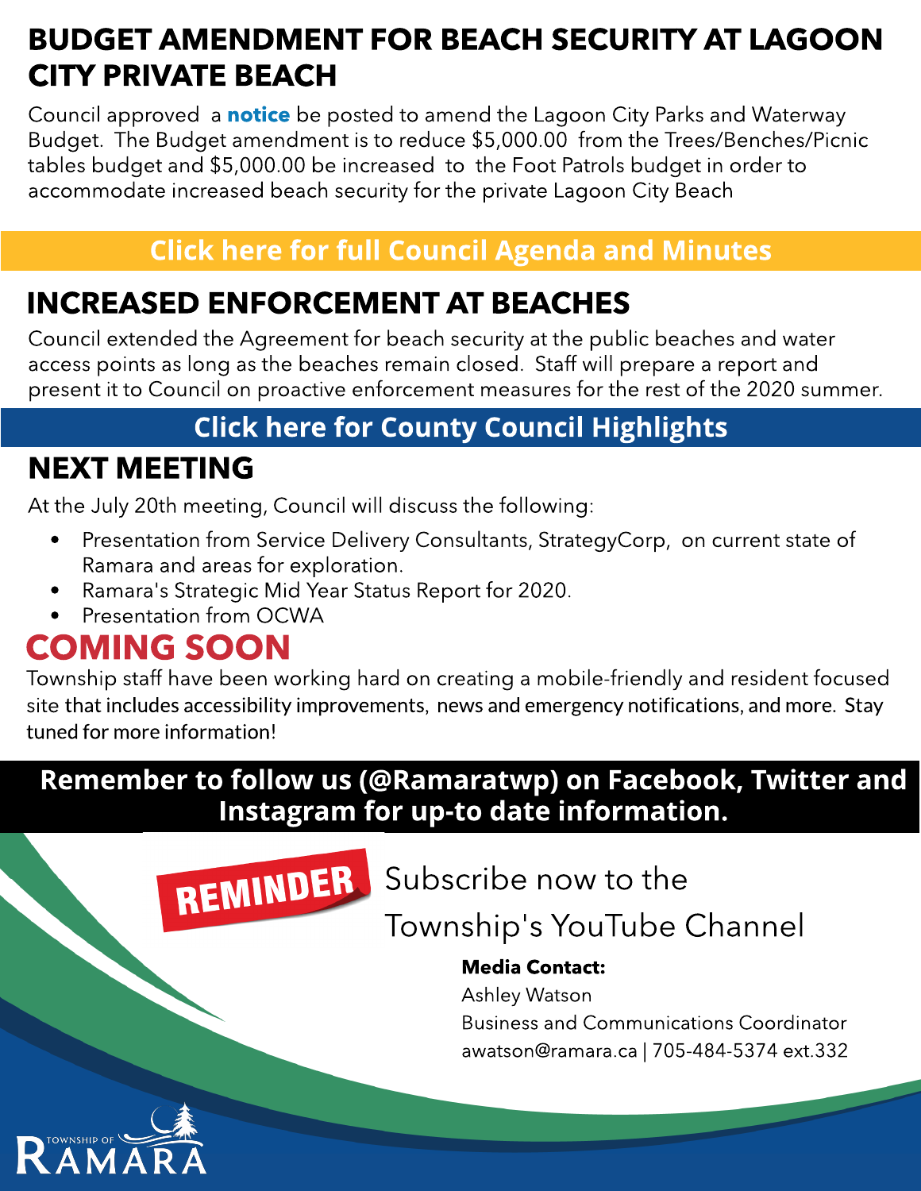## BUDGET AMENDMENT FOR BEACH SECURITY AT LAGOON CITY PRIVATE BEACH

Council approved a **notice** be posted to amend the Lagoon City Parks and Waterway Budget. The Budget amendment is to reduce $5,000.00 from the Trees/Benches/Picnic tables budget and $5,000.00 be increased to the Foot Patrols budget in order to accommodate increased beach security for the private Lagoon City Beach

**Click here for full Council Agenda and Minutes**

## INCREASED ENFORCEMENT AT BEACHES

Council extended the Agreement for beach security at the public beaches and water access points as long as the beaches remain closed. Staff will prepare a report and present it to Council on proactive enforcement measures for the rest of the 2020 summer.

**Click here for County Council Highlights**

## NEXT MEETING

At the July 20th meeting, Council will discuss the following:

- Presentation from Service Delivery Consultants, StrategyCorp, on current state of Ramara and areas for exploration.
- Ramara's Strategic Mid Year Status Report for 2020.
- Presentation from OCWA

## COMING SOON

Township staff have been working hard on creating a mobile-friendly and resident focused site that includes accessibility improvements, news and emergency notifications, and more. Stay tuned for more information!

**Remember to follow us (@Ramaratwp) on Facebook, Twitter and Instagram for up-to date information.**

**REMINDER** Subscribe now to the Township's YouTube Channel

**Media Contact:**
Ashley Watson
Business and Communications Coordinator
awatson@ramara.ca | 705-484-5374 ext.332

TOWNSHIP OF RAMARA